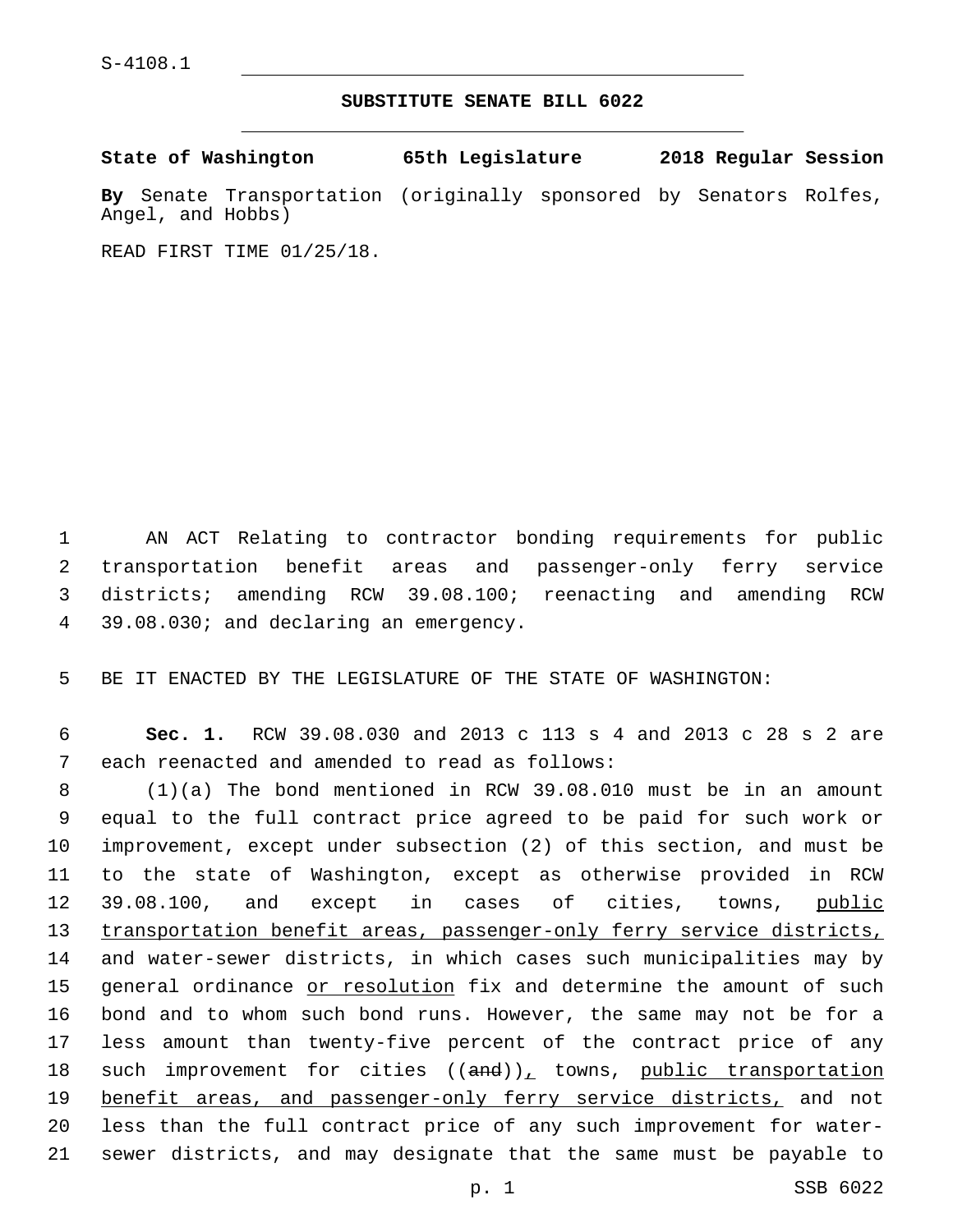S-4108.1

## SUBSTITUTE SENATE BILL 6022

**State of Washington 65th Legislature 2018 Regular Session**

**By** Senate Transportation (originally sponsored by Senators Rolfes, Angel, and Hobbs)

READ FIRST TIME 01/25/18.

AN ACT Relating to contractor bonding requirements for public transportation benefit areas and passenger-only ferry service districts; amending RCW 39.08.100; reenacting and amending RCW 39.08.030; and declaring an emergency.

BE IT ENACTED BY THE LEGISLATURE OF THE STATE OF WASHINGTON:

**Sec. 1.** RCW 39.08.030 and 2013 c 113 s 4 and 2013 c 28 s 2 are each reenacted and amended to read as follows:

(1)(a) The bond mentioned in RCW 39.08.010 must be in an amount equal to the full contract price agreed to be paid for such work or improvement, except under subsection (2) of this section, and must be to the state of Washington, except as otherwise provided in RCW 39.08.100, and except in cases of cities, towns, <u>public transportation benefit areas, passenger-only ferry service districts,</u> and water-sewer districts, in which cases such municipalities may by general ordinance <u>or resolution</u> fix and determine the amount of such bond and to whom such bond runs. However, the same may not be for a less amount than twenty-five percent of the contract price of any such improvement for cities ((~~and~~))<u>,</u> towns, <u>public transportation benefit areas, and passenger-only ferry service districts,</u> and not less than the full contract price of any such improvement for water-sewer districts, and may designate that the same must be payable to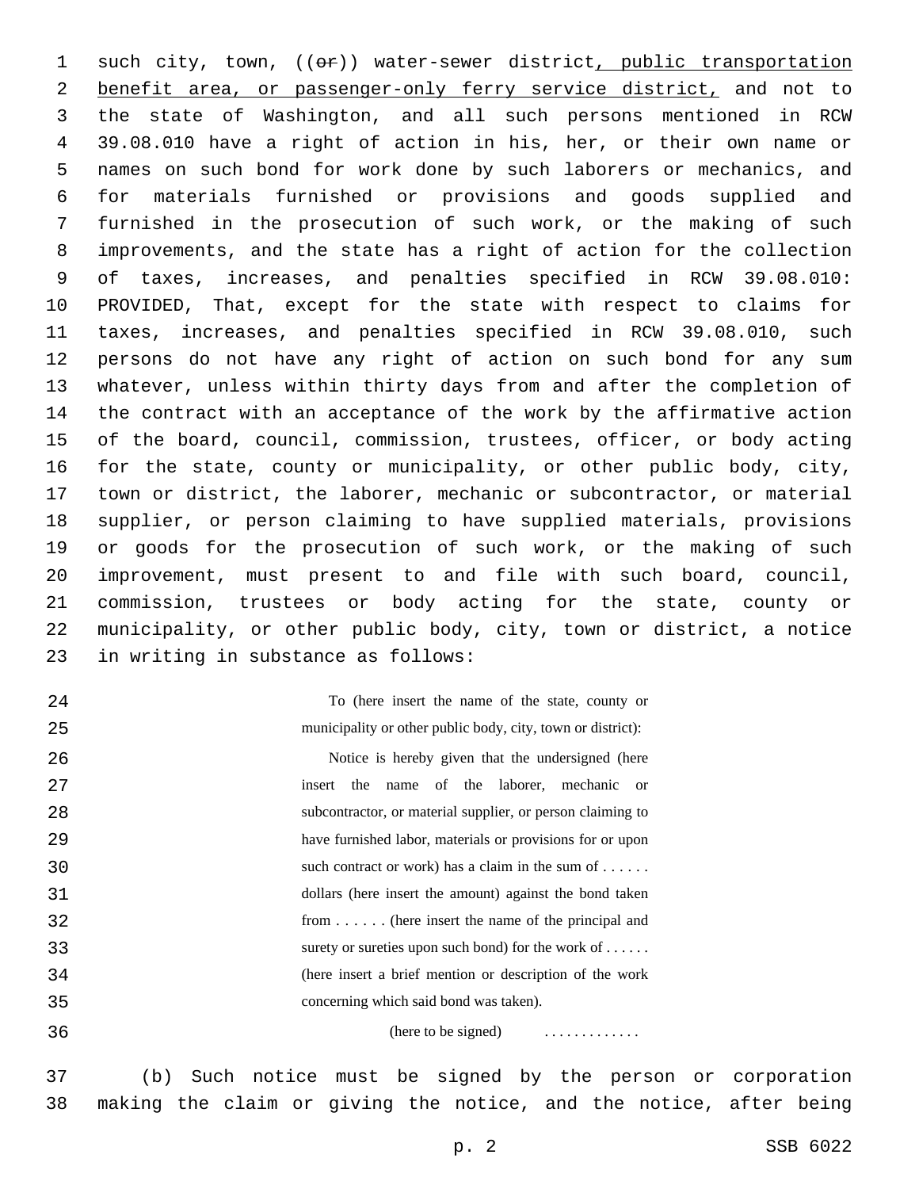such city, town, ((~~or~~)) water-sewer district<u>, public transportation benefit area, or passenger-only ferry service district,</u> and not to the state of Washington, and all such persons mentioned in RCW 39.08.010 have a right of action in his, her, or their own name or names on such bond for work done by such laborers or mechanics, and for materials furnished or provisions and goods supplied and furnished in the prosecution of such work, or the making of such improvements, and the state has a right of action for the collection of taxes, increases, and penalties specified in RCW 39.08.010: PROVIDED, That, except for the state with respect to claims for taxes, increases, and penalties specified in RCW 39.08.010, such persons do not have any right of action on such bond for any sum whatever, unless within thirty days from and after the completion of the contract with an acceptance of the work by the affirmative action of the board, council, commission, trustees, officer, or body acting for the state, county or municipality, or other public body, city, town or district, the laborer, mechanic or subcontractor, or material supplier, or person claiming to have supplied materials, provisions or goods for the prosecution of such work, or the making of such improvement, must present to and file with such board, council, commission, trustees or body acting for the state, county or municipality, or other public body, city, town or district, a notice in writing in substance as follows:

> To (here insert the name of the state, county or municipality or other public body, city, town or district):
>
> Notice is hereby given that the undersigned (here insert the name of the laborer, mechanic or subcontractor, or material supplier, or person claiming to have furnished labor, materials or provisions for or upon such contract or work) has a claim in the sum of . . . . . . dollars (here insert the amount) against the bond taken from . . . . . . (here insert the name of the principal and surety or sureties upon such bond) for the work of . . . . . . (here insert a brief mention or description of the work concerning which said bond was taken).
>
> (here to be signed) . . . . . . . . . . . . .

(b) Such notice must be signed by the person or corporation making the claim or giving the notice, and the notice, after being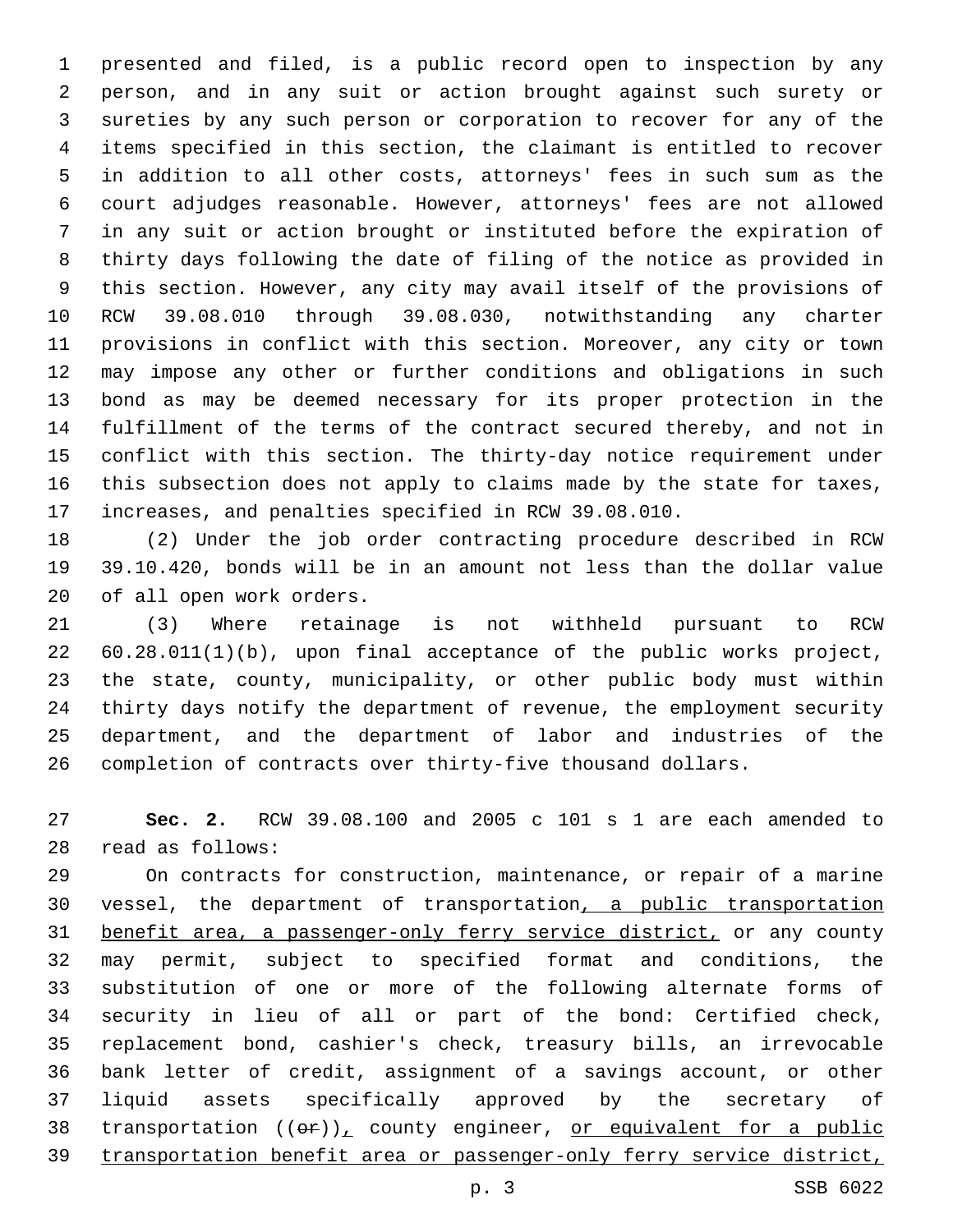presented and filed, is a public record open to inspection by any person, and in any suit or action brought against such surety or sureties by any such person or corporation to recover for any of the items specified in this section, the claimant is entitled to recover in addition to all other costs, attorneys' fees in such sum as the court adjudges reasonable. However, attorneys' fees are not allowed in any suit or action brought or instituted before the expiration of thirty days following the date of filing of the notice as provided in this section. However, any city may avail itself of the provisions of RCW 39.08.010 through 39.08.030, notwithstanding any charter provisions in conflict with this section. Moreover, any city or town may impose any other or further conditions and obligations in such bond as may be deemed necessary for its proper protection in the fulfillment of the terms of the contract secured thereby, and not in conflict with this section. The thirty-day notice requirement under this subsection does not apply to claims made by the state for taxes, increases, and penalties specified in RCW 39.08.010.

(2) Under the job order contracting procedure described in RCW 39.10.420, bonds will be in an amount not less than the dollar value of all open work orders.

(3) Where retainage is not withheld pursuant to RCW 60.28.011(1)(b), upon final acceptance of the public works project, the state, county, municipality, or other public body must within thirty days notify the department of revenue, the employment security department, and the department of labor and industries of the completion of contracts over thirty-five thousand dollars.

**Sec. 2.** RCW 39.08.100 and 2005 c 101 s 1 are each amended to read as follows:

On contracts for construction, maintenance, or repair of a marine vessel, the department of transportation<u>, a public transportation benefit area, a passenger-only ferry service district,</u> or any county may permit, subject to specified format and conditions, the substitution of one or more of the following alternate forms of security in lieu of all or part of the bond: Certified check, replacement bond, cashier's check, treasury bills, an irrevocable bank letter of credit, assignment of a savings account, or other liquid assets specifically approved by the secretary of transportation ((~~or~~))<u>,</u> county engineer, <u>or equivalent for a public transportation benefit area or passenger-only ferry service district,</u>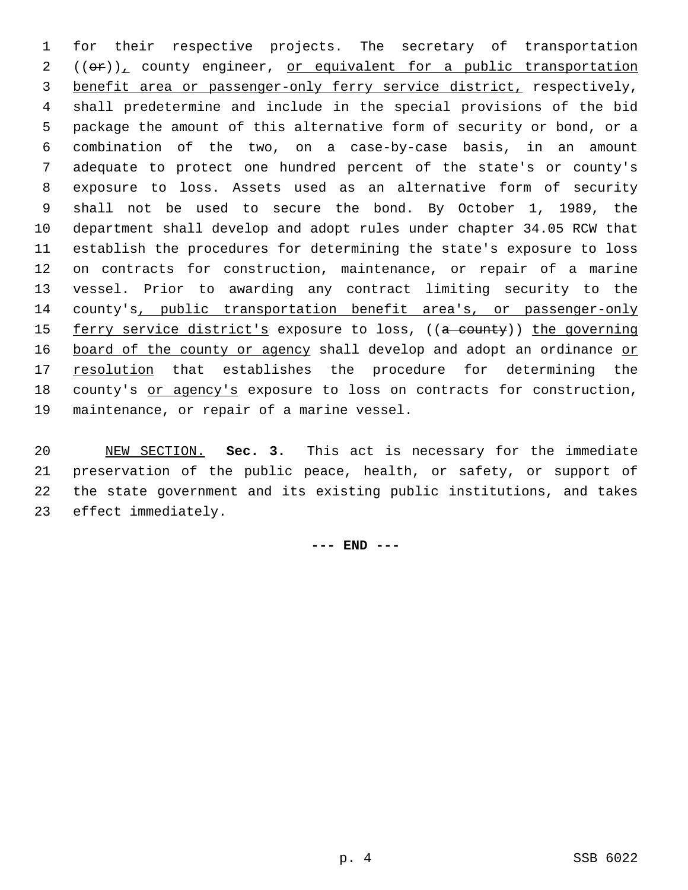for their respective projects. The secretary of transportation ((~~or~~)), county engineer, <u>or equivalent for a public transportation benefit area or passenger-only ferry service district,</u> respectively, shall predetermine and include in the special provisions of the bid package the amount of this alternative form of security or bond, or a combination of the two, on a case-by-case basis, in an amount adequate to protect one hundred percent of the state's or county's exposure to loss. Assets used as an alternative form of security shall not be used to secure the bond. By October 1, 1989, the department shall develop and adopt rules under chapter 34.05 RCW that establish the procedures for determining the state's exposure to loss on contracts for construction, maintenance, or repair of a marine vessel. Prior to awarding any contract limiting security to the county's<u>, public transportation benefit area's, or passenger-only ferry service district's</u> exposure to loss, ((~~a county~~)) <u>the governing board of the county or agency</u> shall develop and adopt an ordinance <u>or resolution</u> that establishes the procedure for determining the county's <u>or agency's</u> exposure to loss on contracts for construction, maintenance, or repair of a marine vessel.

<u>NEW SECTION.</u> **Sec. 3.** This act is necessary for the immediate preservation of the public peace, health, or safety, or support of the state government and its existing public institutions, and takes effect immediately.

**--- END ---**